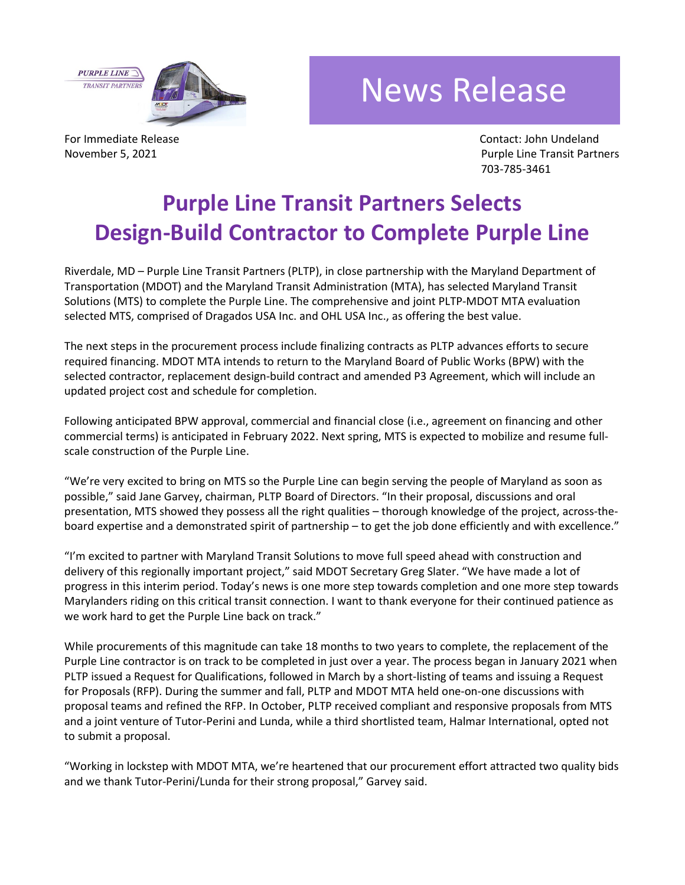# News Release

For Immediate Release
November 5, 2021

Contact: John Undeland
Purple Line Transit Partners
703-785-3461

# Purple Line Transit Partners Selects Design-Build Contractor to Complete Purple Line

Riverdale, MD – Purple Line Transit Partners (PLTP), in close partnership with the Maryland Department of Transportation (MDOT) and the Maryland Transit Administration (MTA), has selected Maryland Transit Solutions (MTS) to complete the Purple Line. The comprehensive and joint PLTP-MDOT MTA evaluation selected MTS, comprised of Dragados USA Inc. and OHL USA Inc., as offering the best value.

The next steps in the procurement process include finalizing contracts as PLTP advances efforts to secure required financing. MDOT MTA intends to return to the Maryland Board of Public Works (BPW) with the selected contractor, replacement design-build contract and amended P3 Agreement, which will include an updated project cost and schedule for completion.

Following anticipated BPW approval, commercial and financial close (i.e., agreement on financing and other commercial terms) is anticipated in February 2022. Next spring, MTS is expected to mobilize and resume full-scale construction of the Purple Line.

"We're very excited to bring on MTS so the Purple Line can begin serving the people of Maryland as soon as possible," said Jane Garvey, chairman, PLTP Board of Directors. "In their proposal, discussions and oral presentation, MTS showed they possess all the right qualities – thorough knowledge of the project, across-the-board expertise and a demonstrated spirit of partnership – to get the job done efficiently and with excellence."

"I'm excited to partner with Maryland Transit Solutions to move full speed ahead with construction and delivery of this regionally important project," said MDOT Secretary Greg Slater. "We have made a lot of progress in this interim period. Today's news is one more step towards completion and one more step towards Marylanders riding on this critical transit connection. I want to thank everyone for their continued patience as we work hard to get the Purple Line back on track."

While procurements of this magnitude can take 18 months to two years to complete, the replacement of the Purple Line contractor is on track to be completed in just over a year. The process began in January 2021 when PLTP issued a Request for Qualifications, followed in March by a short-listing of teams and issuing a Request for Proposals (RFP). During the summer and fall, PLTP and MDOT MTA held one-on-one discussions with proposal teams and refined the RFP. In October, PLTP received compliant and responsive proposals from MTS and a joint venture of Tutor-Perini and Lunda, while a third shortlisted team, Halmar International, opted not to submit a proposal.

"Working in lockstep with MDOT MTA, we're heartened that our procurement effort attracted two quality bids and we thank Tutor-Perini/Lunda for their strong proposal," Garvey said.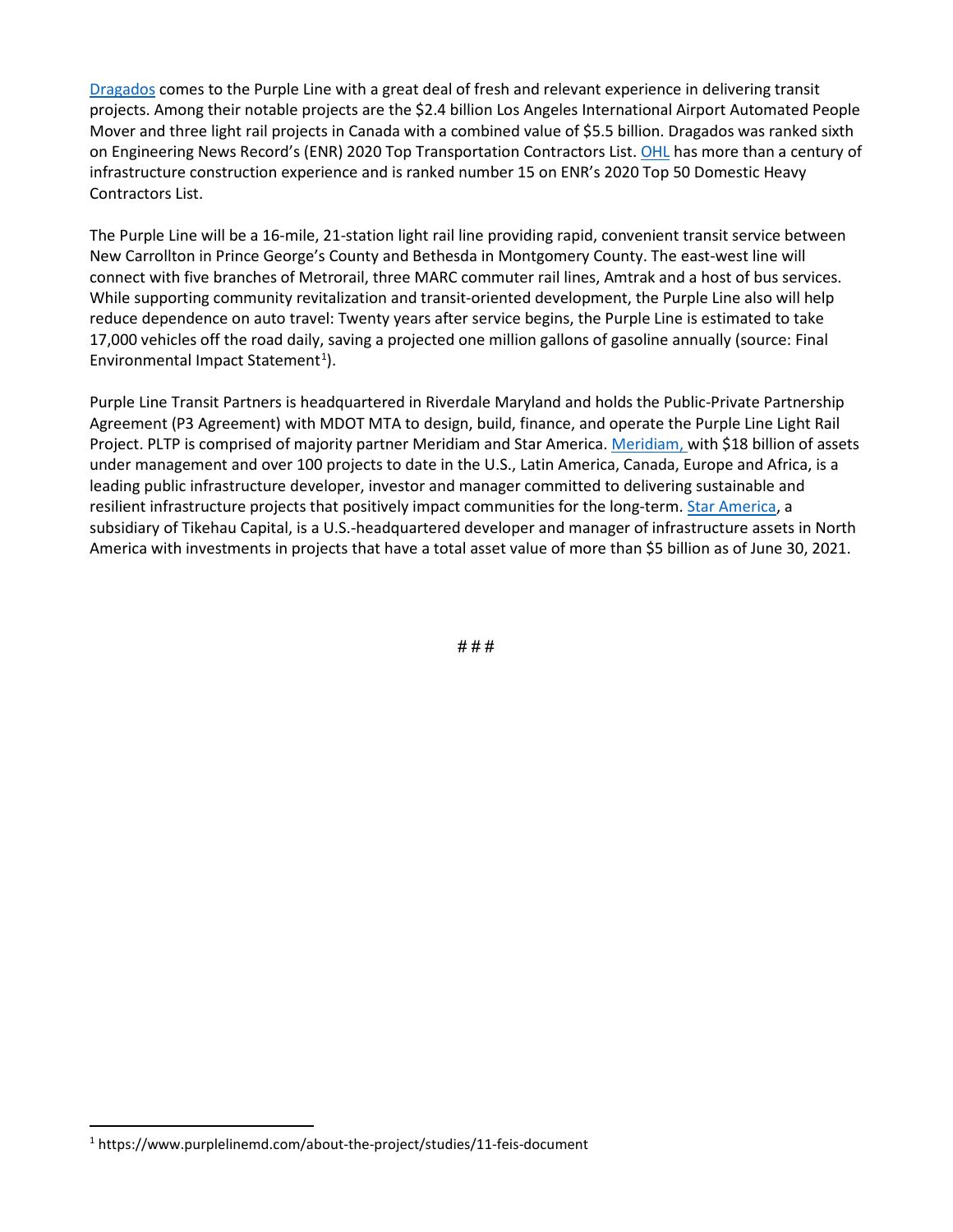Dragados comes to the Purple Line with a great deal of fresh and relevant experience in delivering transit projects. Among their notable projects are the $2.4 billion Los Angeles International Airport Automated People Mover and three light rail projects in Canada with a combined value of $5.5 billion. Dragados was ranked sixth on Engineering News Record's (ENR) 2020 Top Transportation Contractors List. OHL has more than a century of infrastructure construction experience and is ranked number 15 on ENR's 2020 Top 50 Domestic Heavy Contractors List.

The Purple Line will be a 16-mile, 21-station light rail line providing rapid, convenient transit service between New Carrollton in Prince George's County and Bethesda in Montgomery County. The east-west line will connect with five branches of Metrorail, three MARC commuter rail lines, Amtrak and a host of bus services. While supporting community revitalization and transit-oriented development, the Purple Line also will help reduce dependence on auto travel: Twenty years after service begins, the Purple Line is estimated to take 17,000 vehicles off the road daily, saving a projected one million gallons of gasoline annually (source: Final Environmental Impact Statement[1]).

Purple Line Transit Partners is headquartered in Riverdale Maryland and holds the Public-Private Partnership Agreement (P3 Agreement) with MDOT MTA to design, build, finance, and operate the Purple Line Light Rail Project. PLTP is comprised of majority partner Meridiam and Star America. Meridiam, with $18 billion of assets under management and over 100 projects to date in the U.S., Latin America, Canada, Europe and Africa, is a leading public infrastructure developer, investor and manager committed to delivering sustainable and resilient infrastructure projects that positively impact communities for the long-term. Star America, a subsidiary of Tikehau Capital, is a U.S.-headquartered developer and manager of infrastructure assets in North America with investments in projects that have a total asset value of more than $5 billion as of June 30, 2021.

# # #

[1] https://www.purplelinemd.com/about-the-project/studies/11-feis-document